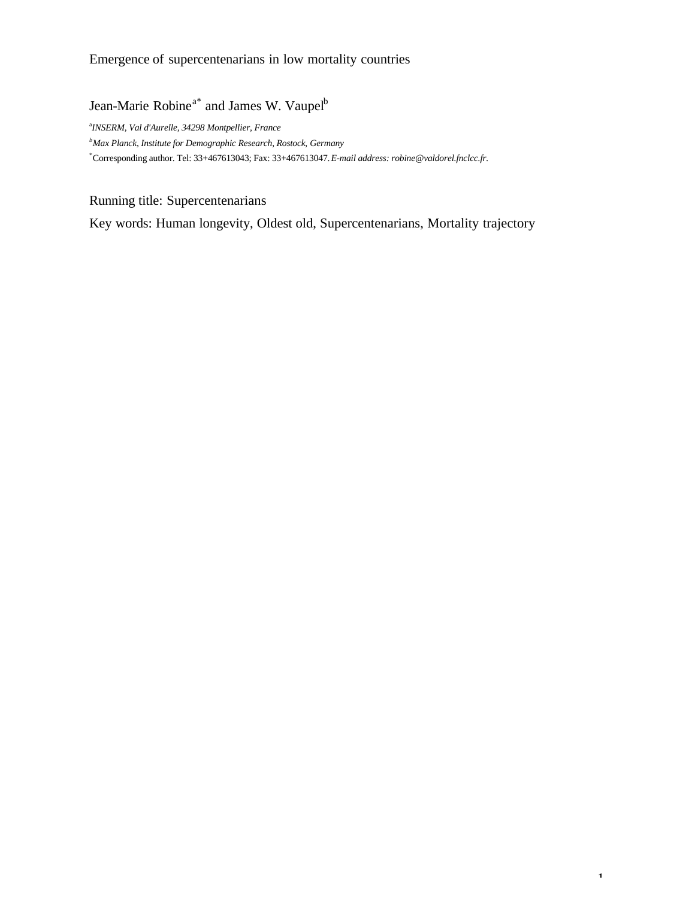# Emergence of supercentenarians in low mortality countries

Jean-Marie Robine[a*] and James W. Vaupel[b]

[a]*INSERM, Val d'Aurelle, 34298 Montpellier, France*

[b]*Max Planck, Institute for Demographic Research, Rostock, Germany*

[*]Corresponding author. Tel: 33+467613043; Fax: 33+467613047. *E-mail address: robine@valdorel.fnclcc.fr.*

Running title: Supercentenarians

Key words: Human longevity, Oldest old, Supercentenarians, Mortality trajectory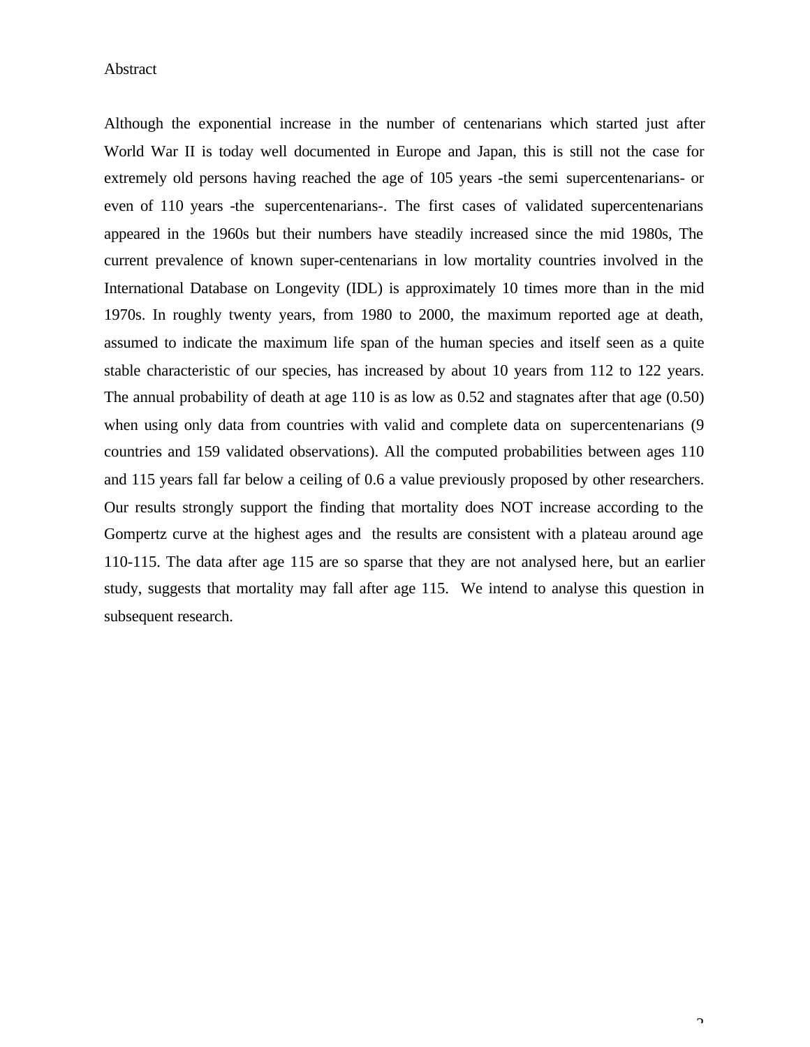## Abstract

Although the exponential increase in the number of centenarians which started just after World War II is today well documented in Europe and Japan, this is still not the case for extremely old persons having reached the age of 105 years -the semi supercentenarians- or even of 110 years -the supercentenarians-. The first cases of validated supercentenarians appeared in the 1960s but their numbers have steadily increased since the mid 1980s, The current prevalence of known super-centenarians in low mortality countries involved in the International Database on Longevity (IDL) is approximately 10 times more than in the mid 1970s. In roughly twenty years, from 1980 to 2000, the maximum reported age at death, assumed to indicate the maximum life span of the human species and itself seen as a quite stable characteristic of our species, has increased by about 10 years from 112 to 122 years. The annual probability of death at age 110 is as low as 0.52 and stagnates after that age (0.50) when using only data from countries with valid and complete data on supercentenarians (9 countries and 159 validated observations). All the computed probabilities between ages 110 and 115 years fall far below a ceiling of 0.6 a value previously proposed by other researchers. Our results strongly support the finding that mortality does NOT increase according to the Gompertz curve at the highest ages and the results are consistent with a plateau around age 110-115. The data after age 115 are so sparse that they are not analysed here, but an earlier study, suggests that mortality may fall after age 115. We intend to analyse this question in subsequent research.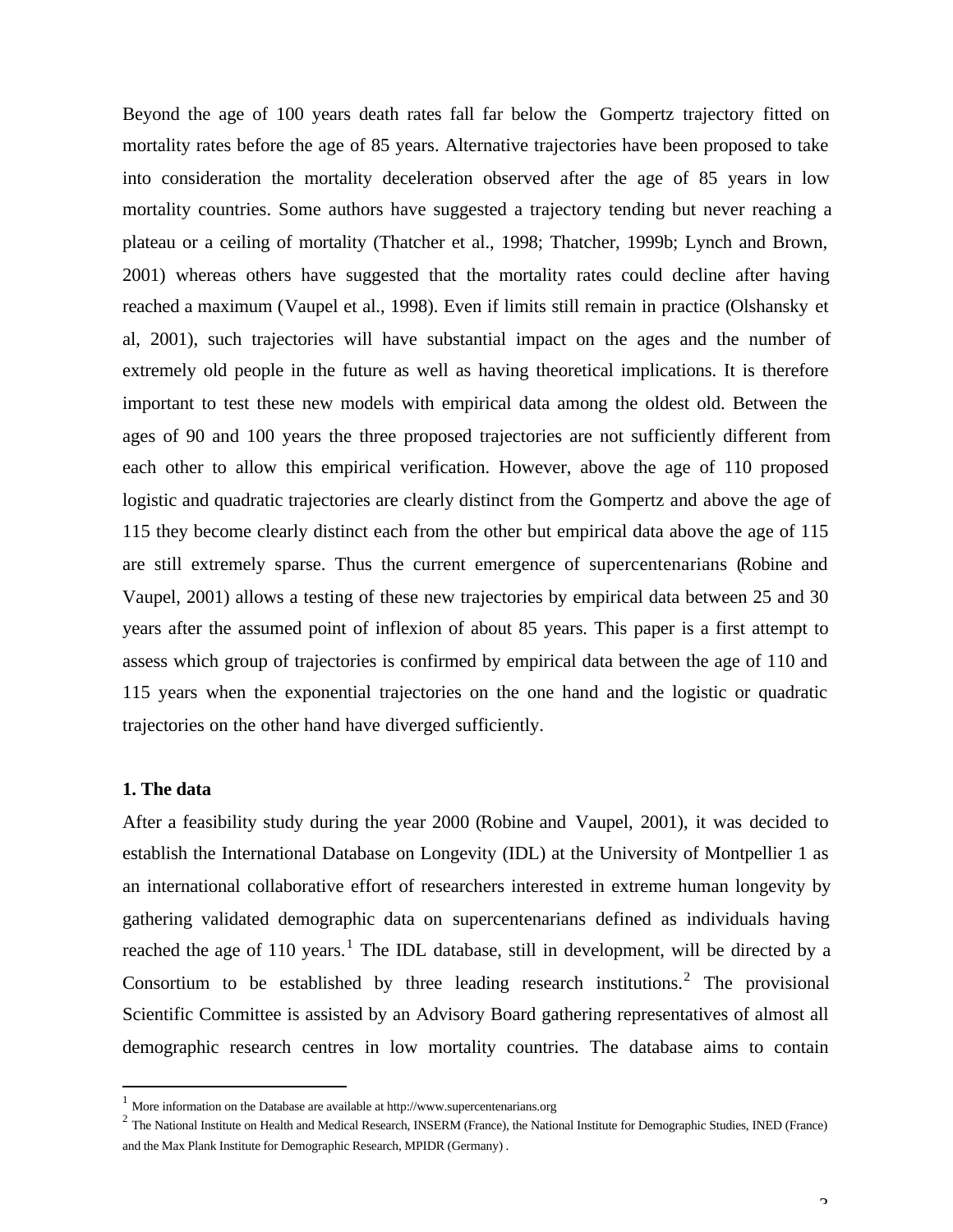Beyond the age of 100 years death rates fall far below the Gompertz trajectory fitted on mortality rates before the age of 85 years. Alternative trajectories have been proposed to take into consideration the mortality deceleration observed after the age of 85 years in low mortality countries. Some authors have suggested a trajectory tending but never reaching a plateau or a ceiling of mortality (Thatcher et al., 1998; Thatcher, 1999b; Lynch and Brown, 2001) whereas others have suggested that the mortality rates could decline after having reached a maximum (Vaupel et al., 1998). Even if limits still remain in practice (Olshansky et al, 2001), such trajectories will have substantial impact on the ages and the number of extremely old people in the future as well as having theoretical implications. It is therefore important to test these new models with empirical data among the oldest old. Between the ages of 90 and 100 years the three proposed trajectories are not sufficiently different from each other to allow this empirical verification. However, above the age of 110 proposed logistic and quadratic trajectories are clearly distinct from the Gompertz and above the age of 115 they become clearly distinct each from the other but empirical data above the age of 115 are still extremely sparse. Thus the current emergence of supercentenarians (Robine and Vaupel, 2001) allows a testing of these new trajectories by empirical data between 25 and 30 years after the assumed point of inflexion of about 85 years. This paper is a first attempt to assess which group of trajectories is confirmed by empirical data between the age of 110 and 115 years when the exponential trajectories on the one hand and the logistic or quadratic trajectories on the other hand have diverged sufficiently.

**1. The data**

After a feasibility study during the year 2000 (Robine and Vaupel, 2001), it was decided to establish the International Database on Longevity (IDL) at the University of Montpellier 1 as an international collaborative effort of researchers interested in extreme human longevity by gathering validated demographic data on supercentenarians defined as individuals having reached the age of 110 years.[1] The IDL database, still in development, will be directed by a Consortium to be established by three leading research institutions.[2] The provisional Scientific Committee is assisted by an Advisory Board gathering representatives of almost all demographic research centres in low mortality countries. The database aims to contain

---

[1] More information on the Database are available at http://www.supercentenarians.org

[2] The National Institute on Health and Medical Research, INSERM (France), the National Institute for Demographic Studies, INED (France) and the Max Plank Institute for Demographic Research, MPIDR (Germany) .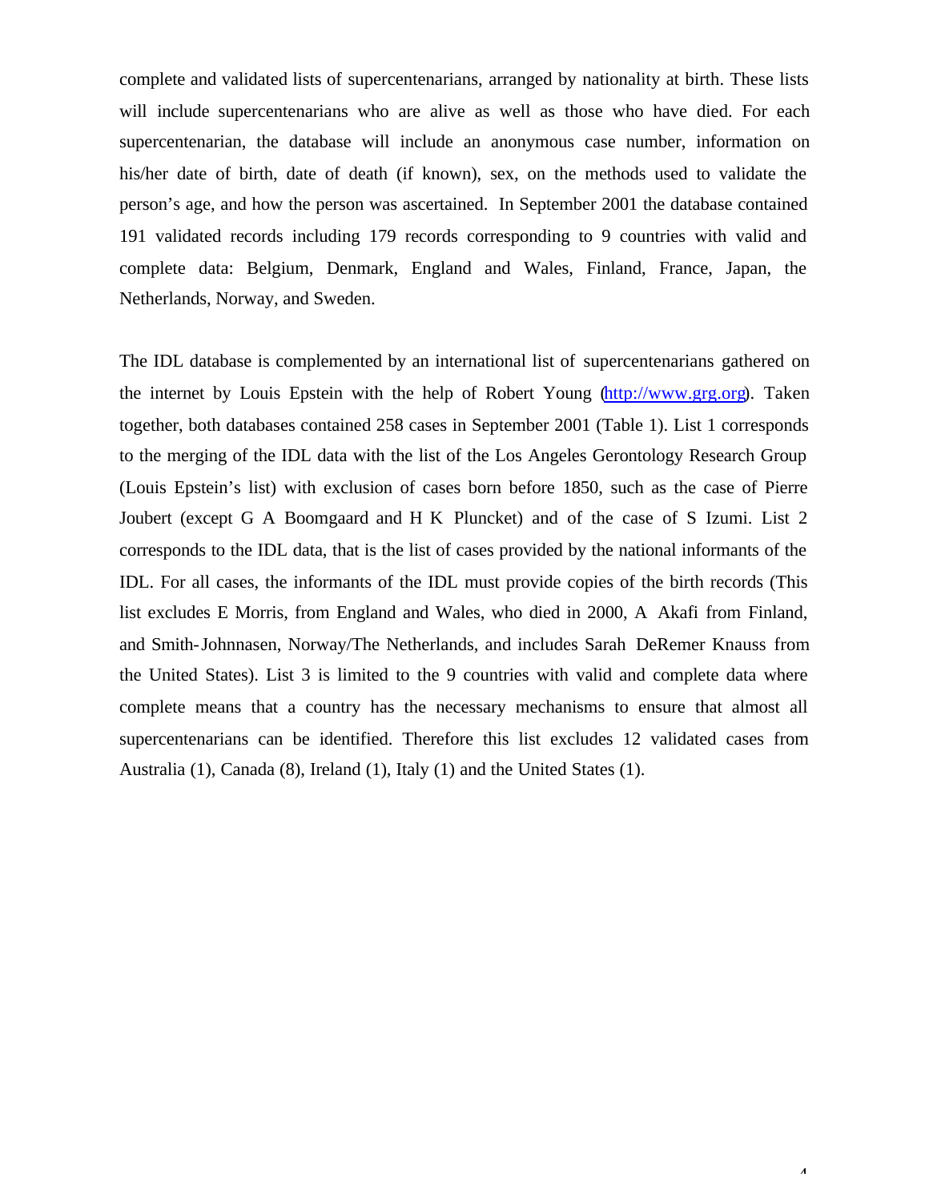complete and validated lists of supercentenarians, arranged by nationality at birth. These lists will include supercentenarians who are alive as well as those who have died. For each supercentenarian, the database will include an anonymous case number, information on his/her date of birth, date of death (if known), sex, on the methods used to validate the person's age, and how the person was ascertained. In September 2001 the database contained 191 validated records including 179 records corresponding to 9 countries with valid and complete data: Belgium, Denmark, England and Wales, Finland, France, Japan, the Netherlands, Norway, and Sweden.

The IDL database is complemented by an international list of supercentenarians gathered on the internet by Louis Epstein with the help of Robert Young (http://www.grg.org). Taken together, both databases contained 258 cases in September 2001 (Table 1). List 1 corresponds to the merging of the IDL data with the list of the Los Angeles Gerontology Research Group (Louis Epstein's list) with exclusion of cases born before 1850, such as the case of Pierre Joubert (except G A Boomgaard and H K Pluncket) and of the case of S Izumi. List 2 corresponds to the IDL data, that is the list of cases provided by the national informants of the IDL. For all cases, the informants of the IDL must provide copies of the birth records (This list excludes E Morris, from England and Wales, who died in 2000, A Akafi from Finland, and Smith-Johnnasen, Norway/The Netherlands, and includes Sarah DeRemer Knauss from the United States). List 3 is limited to the 9 countries with valid and complete data where complete means that a country has the necessary mechanisms to ensure that almost all supercentenarians can be identified. Therefore this list excludes 12 validated cases from Australia (1), Canada (8), Ireland (1), Italy (1) and the United States (1).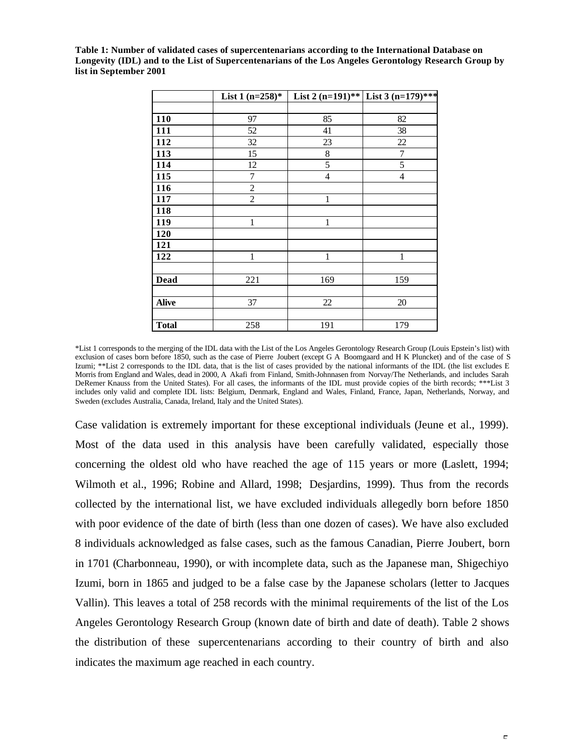**Table 1: Number of validated cases of supercentenarians according to the International Database on Longevity (IDL) and to the List of Supercentenarians of the Los Angeles Gerontology Research Group by list in September 2001**

| | List 1 (n=258)* | List 2 (n=191)** | List 3 (n=179)*** |
|---|---|---|---|
| | | | |
| **110** | 97 | 85 | 82 |
| **111** | 52 | 41 | 38 |
| **112** | 32 | 23 | 22 |
| **113** | 15 | 8 | 7 |
| **114** | 12 | 5 | 5 |
| **115** | 7 | 4 | 4 |
| **116** | 2 | | |
| **117** | 2 | 1 | |
| **118** | | | |
| **119** | 1 | 1 | |
| **120** | | | |
| **121** | | | |
| **122** | 1 | 1 | 1 |
| | | | |
| **Dead** | 221 | 169 | 159 |
| | | | |
| **Alive** | 37 | 22 | 20 |
| | | | |
| **Total** | 258 | 191 | 179 |

*List 1 corresponds to the merging of the IDL data with the List of the Los Angeles Gerontology Research Group (Louis Epstein's list) with exclusion of cases born before 1850, such as the case of Pierre Joubert (except G A Boomgaard and H K Pluncket) and of the case of S Izumi; **List 2 corresponds to the IDL data, that is the list of cases provided by the national informants of the IDL (the list excludes E Morris from England and Wales, dead in 2000, A Akafi from Finland, Smith-Johnnasen from Norvay/The Netherlands, and includes Sarah DeRemer Knauss from the United States). For all cases, the informants of the IDL must provide copies of the birth records; ***List 3 includes only valid and complete IDL lists: Belgium, Denmark, England and Wales, Finland, France, Japan, Netherlands, Norway, and Sweden (excludes Australia, Canada, Ireland, Italy and the United States).

Case validation is extremely important for these exceptional individuals (Jeune et al., 1999). Most of the data used in this analysis have been carefully validated, especially those concerning the oldest old who have reached the age of 115 years or more (Laslett, 1994; Wilmoth et al., 1996; Robine and Allard, 1998; Desjardins, 1999). Thus from the records collected by the international list, we have excluded individuals allegedly born before 1850 with poor evidence of the date of birth (less than one dozen of cases). We have also excluded 8 individuals acknowledged as false cases, such as the famous Canadian, Pierre Joubert, born in 1701 (Charbonneau, 1990), or with incomplete data, such as the Japanese man, Shigechiyo Izumi, born in 1865 and judged to be a false case by the Japanese scholars (letter to Jacques Vallin). This leaves a total of 258 records with the minimal requirements of the list of the Los Angeles Gerontology Research Group (known date of birth and date of death). Table 2 shows the distribution of these supercentenarians according to their country of birth and also indicates the maximum age reached in each country.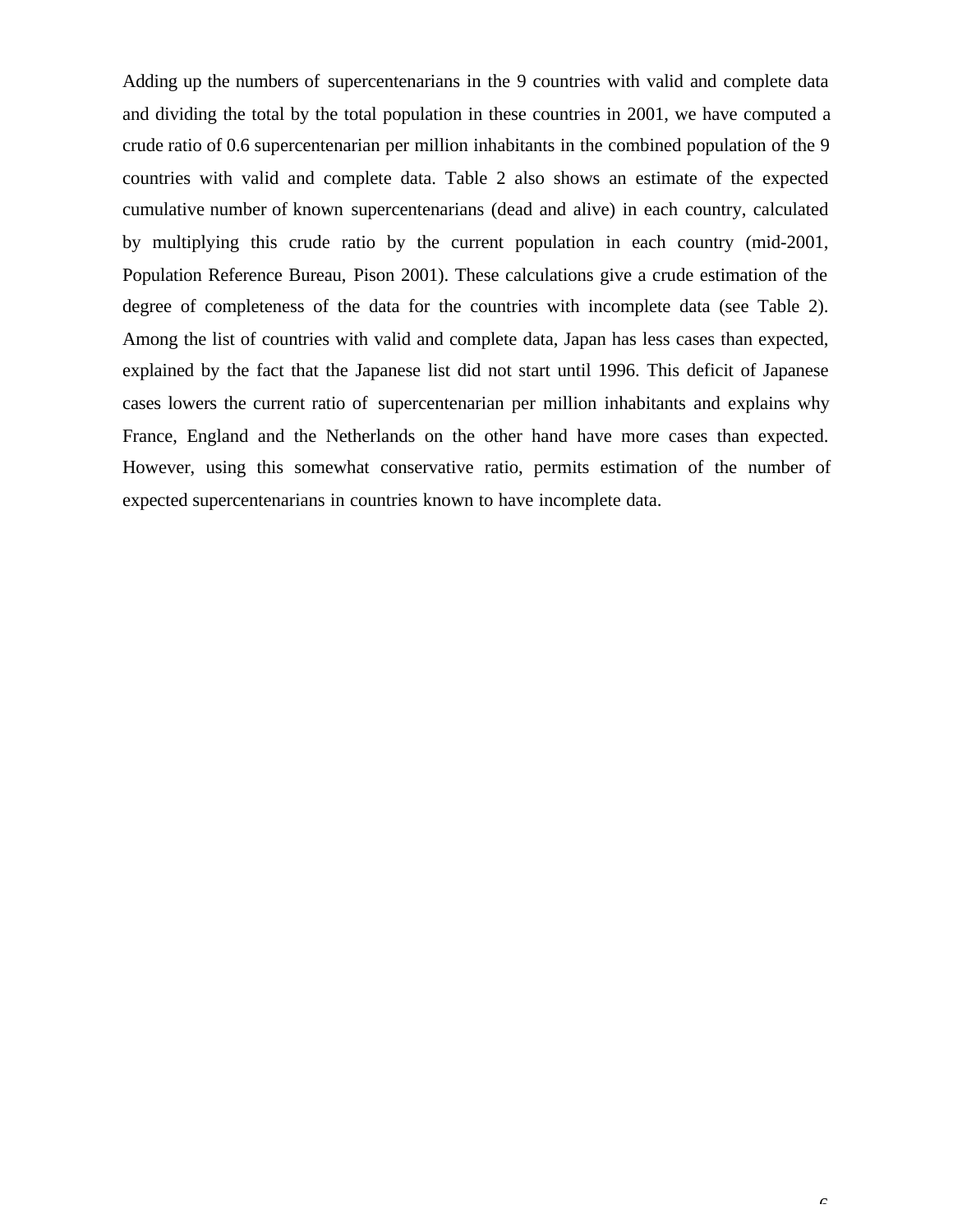Adding up the numbers of supercentenarians in the 9 countries with valid and complete data and dividing the total by the total population in these countries in 2001, we have computed a crude ratio of 0.6 supercentenarian per million inhabitants in the combined population of the 9 countries with valid and complete data. Table 2 also shows an estimate of the expected cumulative number of known supercentenarians (dead and alive) in each country, calculated by multiplying this crude ratio by the current population in each country (mid-2001, Population Reference Bureau, Pison 2001). These calculations give a crude estimation of the degree of completeness of the data for the countries with incomplete data (see Table 2). Among the list of countries with valid and complete data, Japan has less cases than expected, explained by the fact that the Japanese list did not start until 1996. This deficit of Japanese cases lowers the current ratio of supercentenarian per million inhabitants and explains why France, England and the Netherlands on the other hand have more cases than expected. However, using this somewhat conservative ratio, permits estimation of the number of expected supercentenarians in countries known to have incomplete data.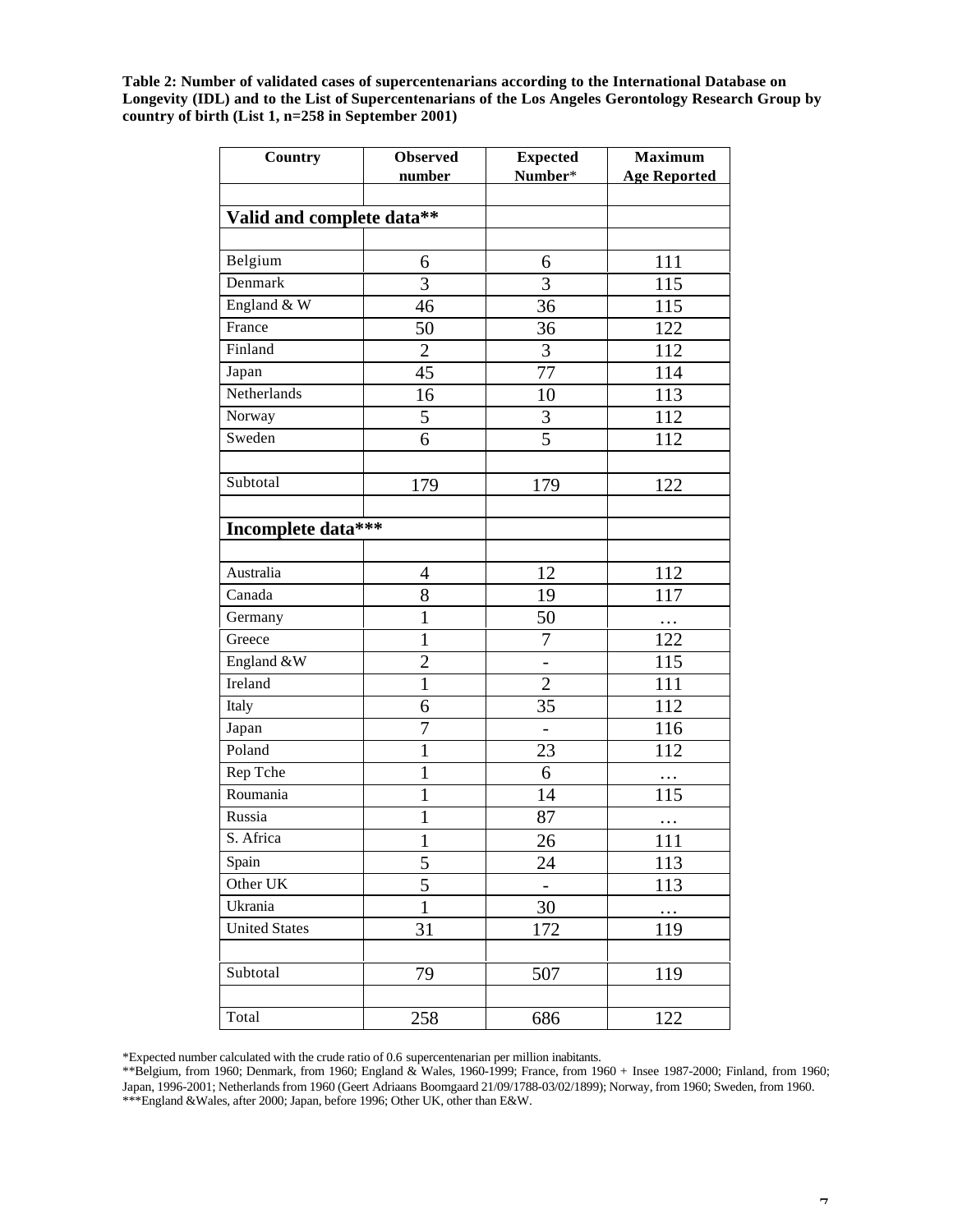**Table 2: Number of validated cases of supercentenarians according to the International Database on Longevity (IDL) and to the List of Supercentenarians of the Los Angeles Gerontology Research Group by country of birth (List 1, n=258 in September 2001)**

| Country | Observed number | Expected Number* | Maximum Age Reported |
|---|---|---|---|
| | | | |
| **Valid and complete data**** | | | |
| | | | |
| Belgium | 6 | 6 | 111 |
| Denmark | 3 | 3 | 115 |
| England & W | 46 | 36 | 115 |
| France | 50 | 36 | 122 |
| Finland | 2 | 3 | 112 |
| Japan | 45 | 77 | 114 |
| Netherlands | 16 | 10 | 113 |
| Norway | 5 | 3 | 112 |
| Sweden | 6 | 5 | 112 |
| | | | |
| Subtotal | 179 | 179 | 122 |
| | | | |
| **Incomplete data***** | | | |
| | | | |
| Australia | 4 | 12 | 112 |
| Canada | 8 | 19 | 117 |
| Germany | 1 | 50 | … |
| Greece | 1 | 7 | 122 |
| England &W | 2 | - | 115 |
| Ireland | 1 | 2 | 111 |
| Italy | 6 | 35 | 112 |
| Japan | 7 | - | 116 |
| Poland | 1 | 23 | 112 |
| Rep Tche | 1 | 6 | … |
| Roumania | 1 | 14 | 115 |
| Russia | 1 | 87 | … |
| S. Africa | 1 | 26 | 111 |
| Spain | 5 | 24 | 113 |
| Other UK | 5 | - | 113 |
| Ukrania | 1 | 30 | … |
| United States | 31 | 172 | 119 |
| | | | |
| Subtotal | 79 | 507 | 119 |
| | | | |
| Total | 258 | 686 | 122 |

*Expected number calculated with the crude ratio of 0.6 supercentenarian per million inabitants.
**Belgium, from 1960; Denmark, from 1960; England & Wales, 1960-1999; France, from 1960 + Insee 1987-2000; Finland, from 1960; Japan, 1996-2001; Netherlands from 1960 (Geert Adriaans Boomgaard 21/09/1788-03/02/1899); Norway, from 1960; Sweden, from 1960.
***England &Wales, after 2000; Japan, before 1996; Other UK, other than E&W.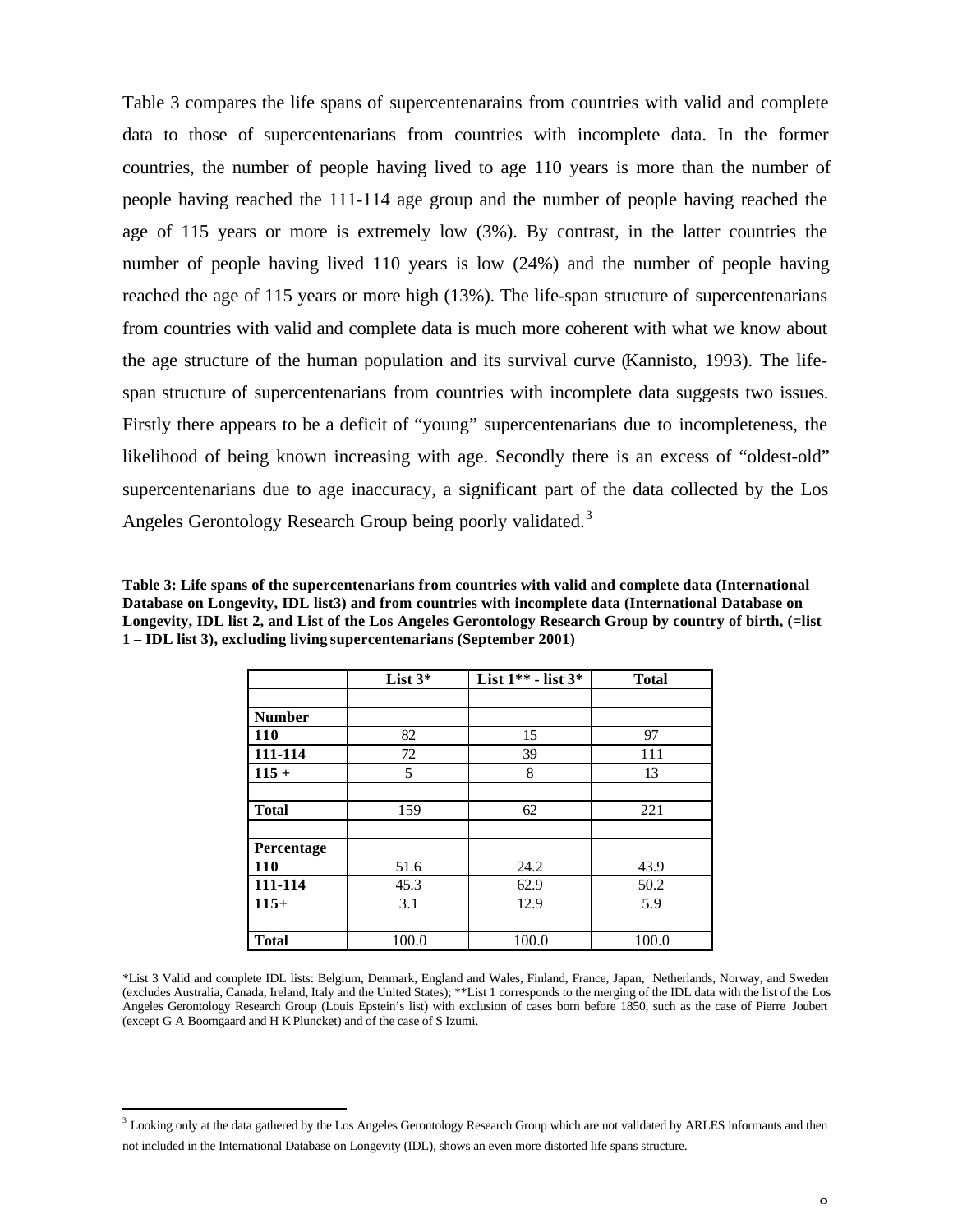Table 3 compares the life spans of supercentenarains from countries with valid and complete data to those of supercentenarians from countries with incomplete data. In the former countries, the number of people having lived to age 110 years is more than the number of people having reached the 111-114 age group and the number of people having reached the age of 115 years or more is extremely low (3%). By contrast, in the latter countries the number of people having lived 110 years is low (24%) and the number of people having reached the age of 115 years or more high (13%). The life-span structure of supercentenarians from countries with valid and complete data is much more coherent with what we know about the age structure of the human population and its survival curve (Kannisto, 1993). The life-span structure of supercentenarians from countries with incomplete data suggests two issues. Firstly there appears to be a deficit of "young" supercentenarians due to incompleteness, the likelihood of being known increasing with age. Secondly there is an excess of "oldest-old" supercentenarians due to age inaccuracy, a significant part of the data collected by the Los Angeles Gerontology Research Group being poorly validated.[3]

**Table 3: Life spans of the supercentenarians from countries with valid and complete data (International Database on Longevity, IDL list3) and from countries with incomplete data (International Database on Longevity, IDL list 2, and List of the Los Angeles Gerontology Research Group by country of birth, (=list 1 – IDL list 3), excluding living supercentenarians (September 2001)**

| | List 3* | List 1** - list 3* | Total |
|---|---|---|---|
| | | | |
| **Number** | | | |
| **110** | 82 | 15 | 97 |
| **111-114** | 72 | 39 | 111 |
| **115 +** | 5 | 8 | 13 |
| | | | |
| **Total** | 159 | 62 | 221 |
| | | | |
| **Percentage** | | | |
| **110** | 51.6 | 24.2 | 43.9 |
| **111-114** | 45.3 | 62.9 | 50.2 |
| **115+** | 3.1 | 12.9 | 5.9 |
| | | | |
| **Total** | 100.0 | 100.0 | 100.0 |

*List 3 Valid and complete IDL lists: Belgium, Denmark, England and Wales, Finland, France, Japan, Netherlands, Norway, and Sweden (excludes Australia, Canada, Ireland, Italy and the United States); **List 1 corresponds to the merging of the IDL data with the list of the Los Angeles Gerontology Research Group (Louis Epstein's list) with exclusion of cases born before 1850, such as the case of Pierre Joubert (except G A Boomgaard and H K Pluncket) and of the case of S Izumi.

---

[3] Looking only at the data gathered by the Los Angeles Gerontology Research Group which are not validated by ARLES informants and then not included in the International Database on Longevity (IDL), shows an even more distorted life spans structure.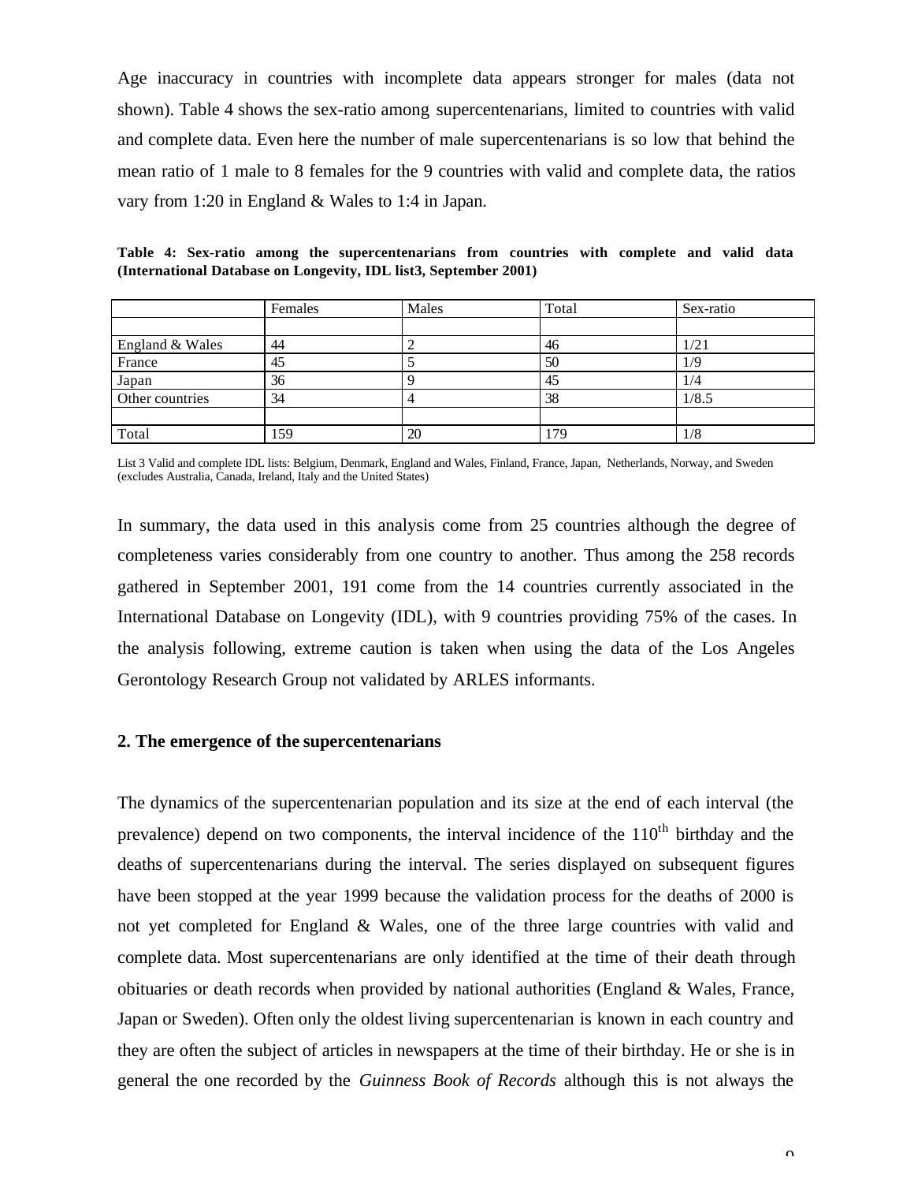Age inaccuracy in countries with incomplete data appears stronger for males (data not shown). Table 4 shows the sex-ratio among supercentenarians, limited to countries with valid and complete data. Even here the number of male supercentenarians is so low that behind the mean ratio of 1 male to 8 females for the 9 countries with valid and complete data, the ratios vary from 1:20 in England & Wales to 1:4 in Japan.

**Table 4: Sex-ratio among the supercentenarians from countries with complete and valid data (International Database on Longevity, IDL list3, September 2001)**

| | Females | Males | Total | Sex-ratio |
|---|---|---|---|---|
| | | | | |
| England & Wales | 44 | 2 | 46 | 1/21 |
| France | 45 | 5 | 50 | 1/9 |
| Japan | 36 | 9 | 45 | 1/4 |
| Other countries | 34 | 4 | 38 | 1/8.5 |
| | | | | |
| Total | 159 | 20 | 179 | 1/8 |

List 3 Valid and complete IDL lists: Belgium, Denmark, England and Wales, Finland, France, Japan, Netherlands, Norway, and Sweden (excludes Australia, Canada, Ireland, Italy and the United States)

In summary, the data used in this analysis come from 25 countries although the degree of completeness varies considerably from one country to another. Thus among the 258 records gathered in September 2001, 191 come from the 14 countries currently associated in the International Database on Longevity (IDL), with 9 countries providing 75% of the cases. In the analysis following, extreme caution is taken when using the data of the Los Angeles Gerontology Research Group not validated by ARLES informants.

### 2. The emergence of the supercentenarians

The dynamics of the supercentenarian population and its size at the end of each interval (the prevalence) depend on two components, the interval incidence of the 110$^{th}$ birthday and the deaths of supercentenarians during the interval. The series displayed on subsequent figures have been stopped at the year 1999 because the validation process for the deaths of 2000 is not yet completed for England & Wales, one of the three large countries with valid and complete data. Most supercentenarians are only identified at the time of their death through obituaries or death records when provided by national authorities (England & Wales, France, Japan or Sweden). Often only the oldest living supercentenarian is known in each country and they are often the subject of articles in newspapers at the time of their birthday. He or she is in general the one recorded by the *Guinness Book of Records* although this is not always the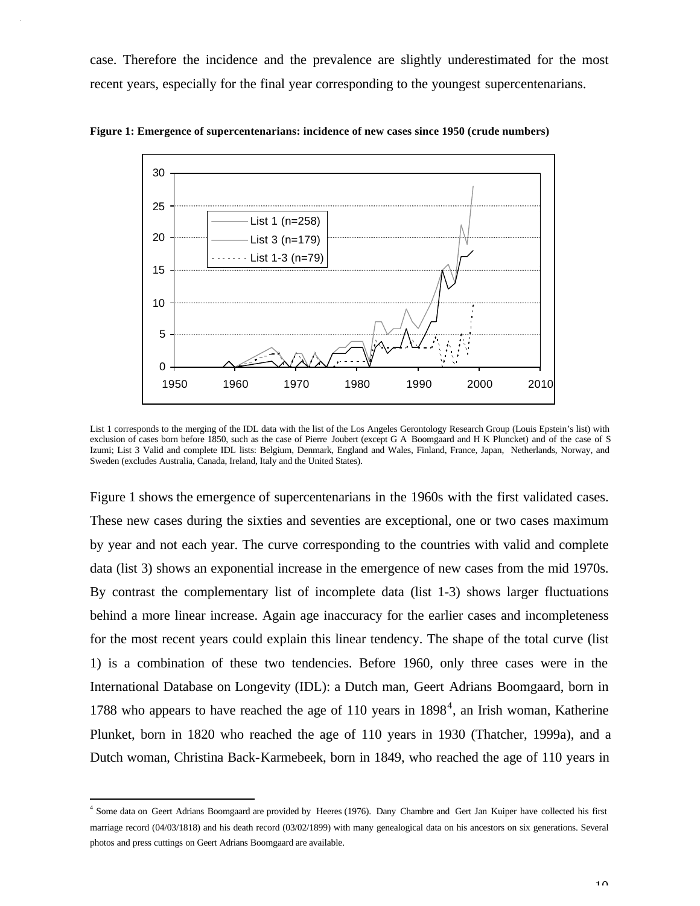case. Therefore the incidence and the prevalence are slightly underestimated for the most recent years, especially for the final year corresponding to the youngest supercentenarians.

**Figure 1: Emergence of supercentenarians: incidence of new cases since 1950 (crude numbers)**

List 1 corresponds to the merging of the IDL data with the list of the Los Angeles Gerontology Research Group (Louis Epstein's list) with exclusion of cases born before 1850, such as the case of Pierre Joubert (except G A Boomgaard and H K Pluncket) and of the case of S Izumi; List 3 Valid and complete IDL lists: Belgium, Denmark, England and Wales, Finland, France, Japan, Netherlands, Norway, and Sweden (excludes Australia, Canada, Ireland, Italy and the United States).

Figure 1 shows the emergence of supercentenarians in the 1960s with the first validated cases. These new cases during the sixties and seventies are exceptional, one or two cases maximum by year and not each year. The curve corresponding to the countries with valid and complete data (list 3) shows an exponential increase in the emergence of new cases from the mid 1970s. By contrast the complementary list of incomplete data (list 1-3) shows larger fluctuations behind a more linear increase. Again age inaccuracy for the earlier cases and incompleteness for the most recent years could explain this linear tendency. The shape of the total curve (list 1) is a combination of these two tendencies. Before 1960, only three cases were in the International Database on Longevity (IDL): a Dutch man, Geert Adrians Boomgaard, born in 1788 who appears to have reached the age of 110 years in 1898[4], an Irish woman, Katherine Plunket, born in 1820 who reached the age of 110 years in 1930 (Thatcher, 1999a), and a Dutch woman, Christina Back-Karmebeek, born in 1849, who reached the age of 110 years in

[4] Some data on Geert Adrians Boomgaard are provided by Heeres (1976). Dany Chambre and Gert Jan Kuiper have collected his first marriage record (04/03/1818) and his death record (03/02/1899) with many genealogical data on his ancestors on six generations. Several photos and press cuttings on Geert Adrians Boomgaard are available.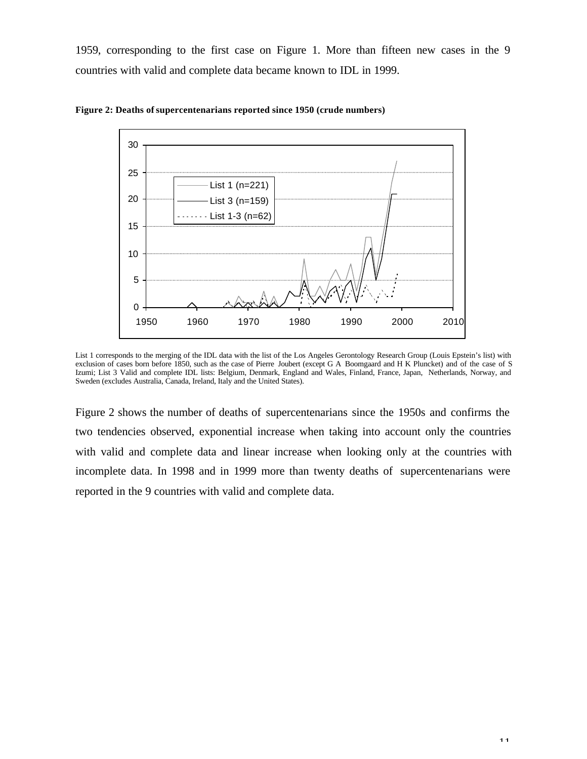1959, corresponding to the first case on Figure 1. More than fifteen new cases in the 9 countries with valid and complete data became known to IDL in 1999.

**Figure 2: Deaths of supercentenarians reported since 1950 (crude numbers)**

List 1 corresponds to the merging of the IDL data with the list of the Los Angeles Gerontology Research Group (Louis Epstein's list) with exclusion of cases born before 1850, such as the case of Pierre Joubert (except G A Boomgaard and H K Pluncket) and of the case of S Izumi; List 3 Valid and complete IDL lists: Belgium, Denmark, England and Wales, Finland, France, Japan, Netherlands, Norway, and Sweden (excludes Australia, Canada, Ireland, Italy and the United States).

Figure 2 shows the number of deaths of supercentenarians since the 1950s and confirms the two tendencies observed, exponential increase when taking into account only the countries with valid and complete data and linear increase when looking only at the countries with incomplete data. In 1998 and in 1999 more than twenty deaths of supercentenarians were reported in the 9 countries with valid and complete data.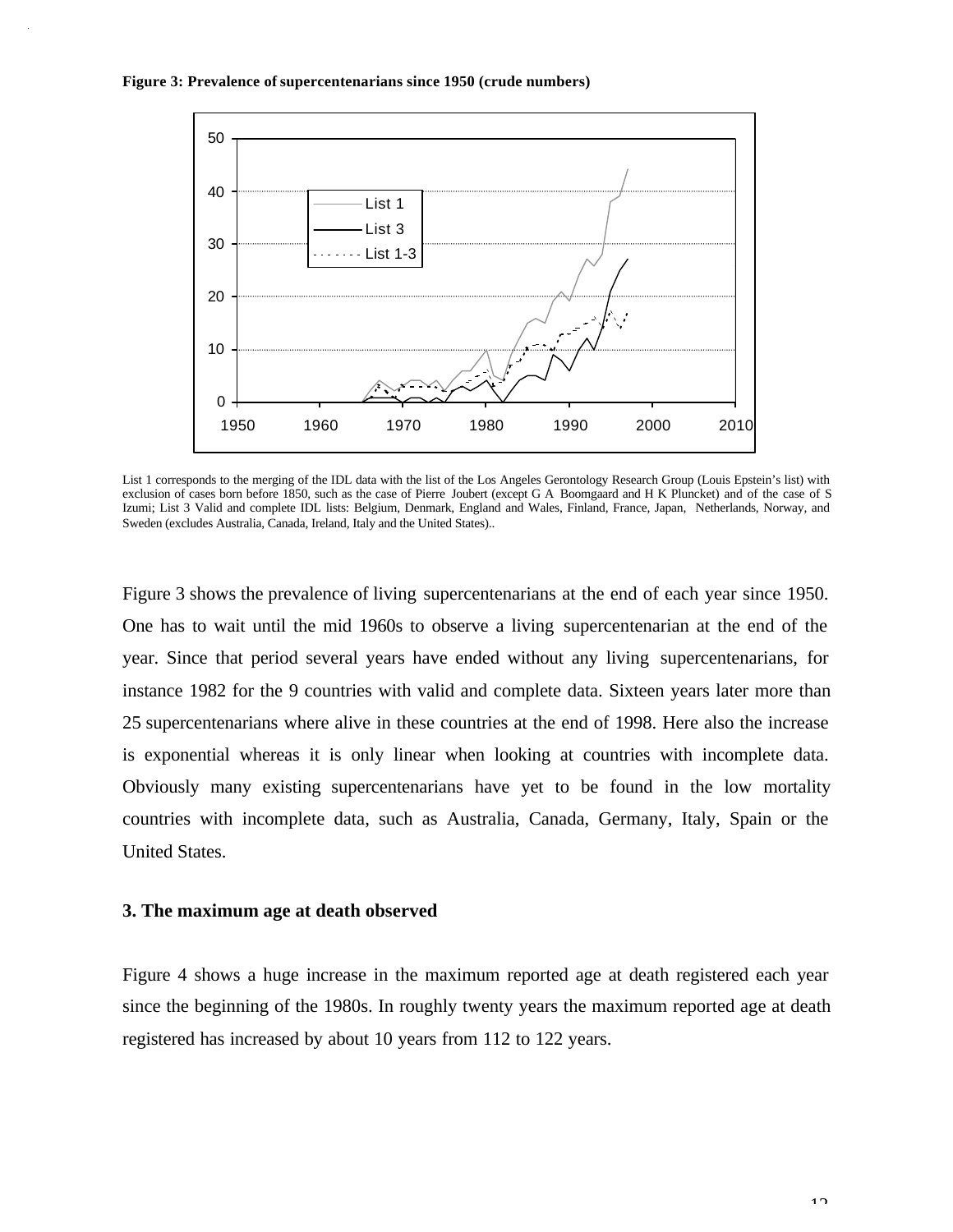**Figure 3: Prevalence of supercentenarians since 1950 (crude numbers)**

List 1 corresponds to the merging of the IDL data with the list of the Los Angeles Gerontology Research Group (Louis Epstein's list) with exclusion of cases born before 1850, such as the case of Pierre Joubert (except G A Boomgaard and H K Pluncket) and of the case of S Izumi; List 3 Valid and complete IDL lists: Belgium, Denmark, England and Wales, Finland, France, Japan, Netherlands, Norway, and Sweden (excludes Australia, Canada, Ireland, Italy and the United States)..

Figure 3 shows the prevalence of living supercentenarians at the end of each year since 1950. One has to wait until the mid 1960s to observe a living supercentenarian at the end of the year. Since that period several years have ended without any living supercentenarians, for instance 1982 for the 9 countries with valid and complete data. Sixteen years later more than 25 supercentenarians where alive in these countries at the end of 1998. Here also the increase is exponential whereas it is only linear when looking at countries with incomplete data. Obviously many existing supercentenarians have yet to be found in the low mortality countries with incomplete data, such as Australia, Canada, Germany, Italy, Spain or the United States.

### 3. The maximum age at death observed

Figure 4 shows a huge increase in the maximum reported age at death registered each year since the beginning of the 1980s. In roughly twenty years the maximum reported age at death registered has increased by about 10 years from 112 to 122 years.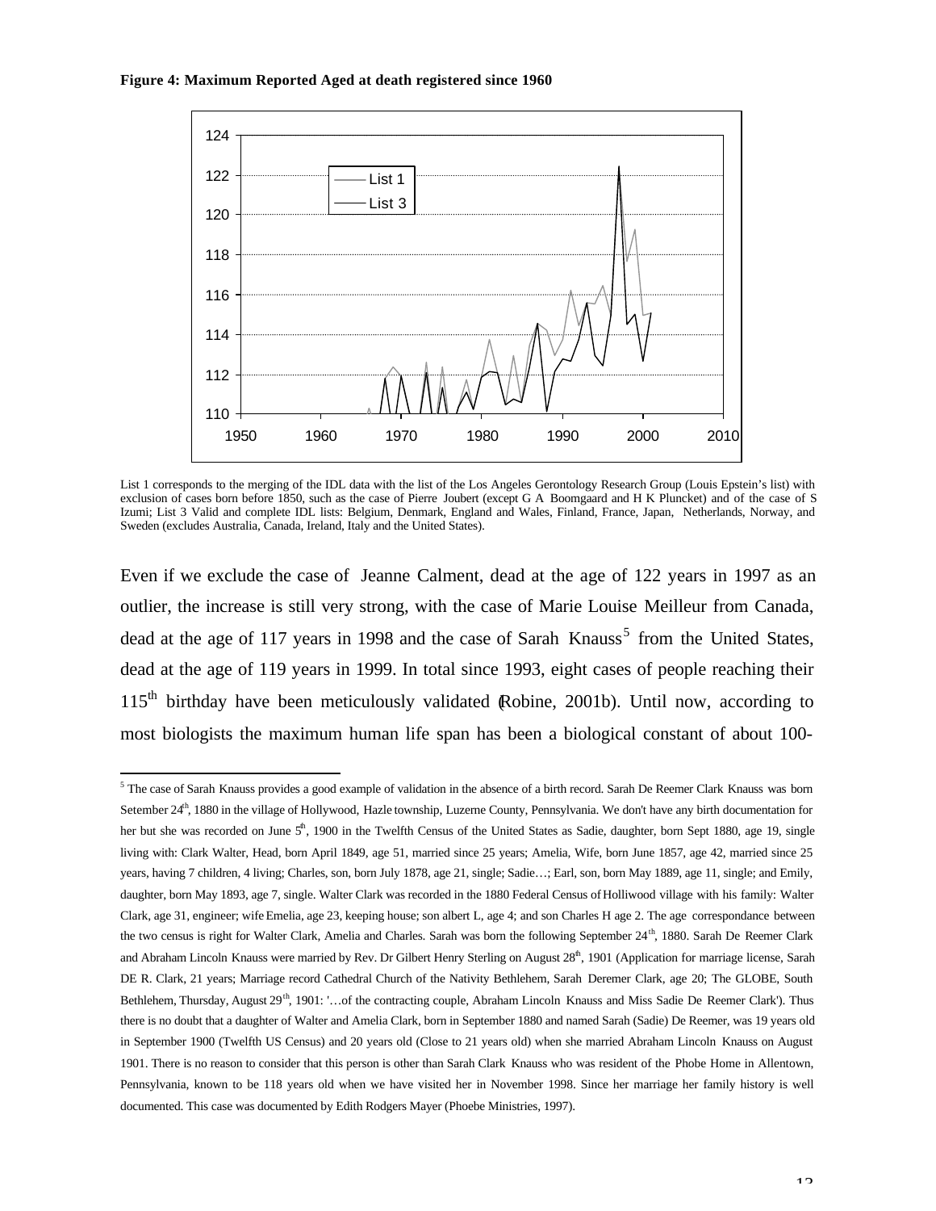**Figure 4: Maximum Reported Aged at death registered since 1960**

List 1 corresponds to the merging of the IDL data with the list of the Los Angeles Gerontology Research Group (Louis Epstein's list) with exclusion of cases born before 1850, such as the case of Pierre Joubert (except G A Boomgaard and H K Pluncket) and of the case of S Izumi; List 3 Valid and complete IDL lists: Belgium, Denmark, England and Wales, Finland, France, Japan, Netherlands, Norway, and Sweden (excludes Australia, Canada, Ireland, Italy and the United States).

Even if we exclude the case of Jeanne Calment, dead at the age of 122 years in 1997 as an outlier, the increase is still very strong, with the case of Marie Louise Meilleur from Canada, dead at the age of 117 years in 1998 and the case of Sarah Knauss[5] from the United States, dead at the age of 119 years in 1999. In total since 1993, eight cases of people reaching their 115[th] birthday have been meticulously validated (Robine, 2001b). Until now, according to most biologists the maximum human life span has been a biological constant of about 100-

[5] The case of Sarah Knauss provides a good example of validation in the absence of a birth record. Sarah De Reemer Clark Knauss was born Setember 24[th], 1880 in the village of Hollywood, Hazle township, Luzerne County, Pennsylvania. We don't have any birth documentation for her but she was recorded on June 5[th], 1900 in the Twelfth Census of the United States as Sadie, daughter, born Sept 1880, age 19, single living with: Clark Walter, Head, born April 1849, age 51, married since 25 years; Amelia, Wife, born June 1857, age 42, married since 25 years, having 7 children, 4 living; Charles, son, born July 1878, age 21, single; Sadie…; Earl, son, born May 1889, age 11, single; and Emily, daughter, born May 1893, age 7, single. Walter Clark was recorded in the 1880 Federal Census of Holliwood village with his family: Walter Clark, age 31, engineer; wife Emelia, age 23, keeping house; son albert L, age 4; and son Charles H age 2. The age correspondance between the two census is right for Walter Clark, Amelia and Charles. Sarah was born the following September 24[th], 1880. Sarah De Reemer Clark and Abraham Lincoln Knauss were married by Rev. Dr Gilbert Henry Sterling on August 28[th], 1901 (Application for marriage license, Sarah DE R. Clark, 21 years; Marriage record Cathedral Church of the Nativity Bethlehem, Sarah Deremer Clark, age 20; The GLOBE, South Bethlehem, Thursday, August 29[th], 1901: '…of the contracting couple, Abraham Lincoln Knauss and Miss Sadie De Reemer Clark'). Thus there is no doubt that a daughter of Walter and Amelia Clark, born in September 1880 and named Sarah (Sadie) De Reemer, was 19 years old in September 1900 (Twelfth US Census) and 20 years old (Close to 21 years old) when she married Abraham Lincoln Knauss on August 1901. There is no reason to consider that this person is other than Sarah Clark Knauss who was resident of the Phobe Home in Allentown, Pennsylvania, known to be 118 years old when we have visited her in November 1998. Since her marriage her family history is well documented. This case was documented by Edith Rodgers Mayer (Phoebe Ministries, 1997).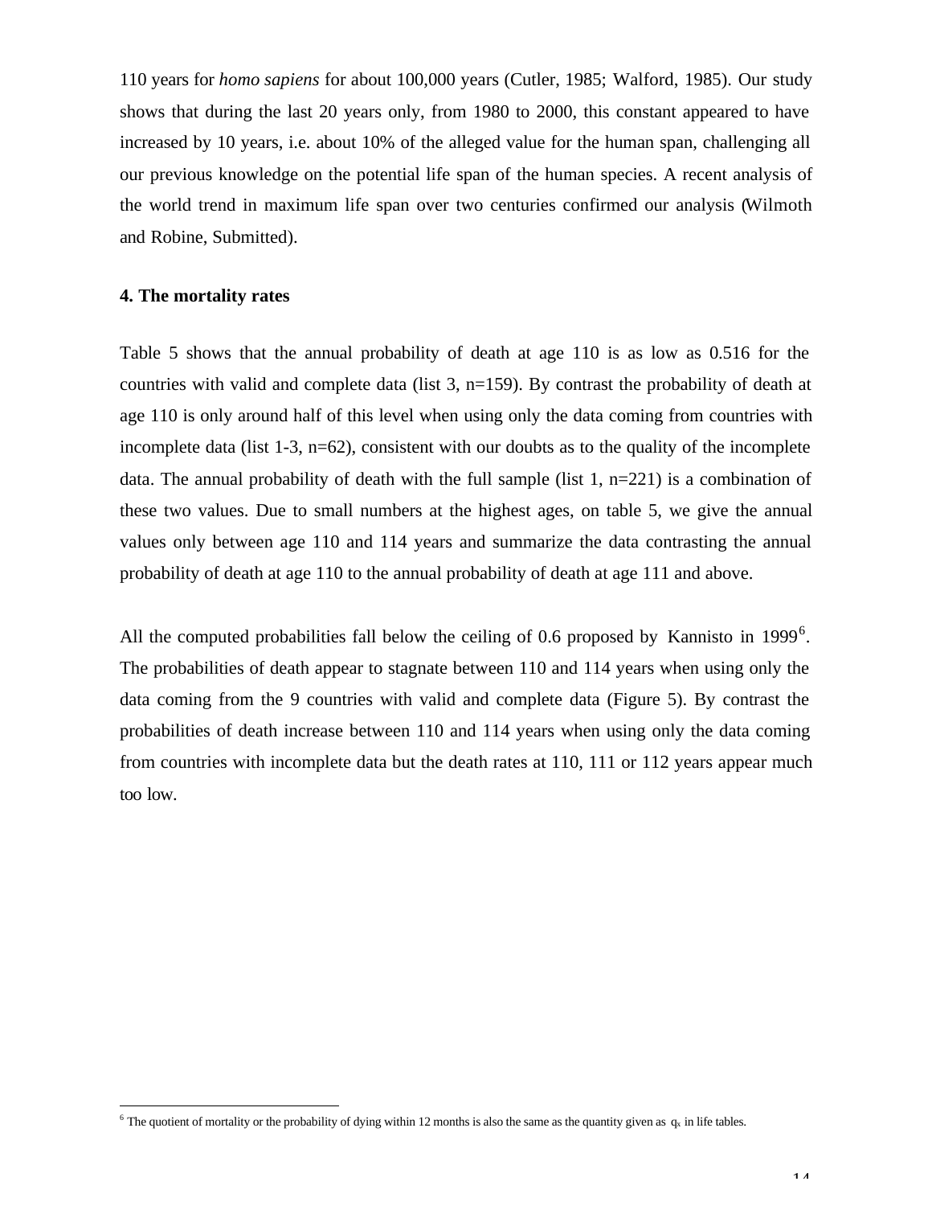110 years for *homo sapiens* for about 100,000 years (Cutler, 1985; Walford, 1985). Our study shows that during the last 20 years only, from 1980 to 2000, this constant appeared to have increased by 10 years, i.e. about 10% of the alleged value for the human span, challenging all our previous knowledge on the potential life span of the human species. A recent analysis of the world trend in maximum life span over two centuries confirmed our analysis (Wilmoth and Robine, Submitted).

**4. The mortality rates**

Table 5 shows that the annual probability of death at age 110 is as low as 0.516 for the countries with valid and complete data (list 3, n=159). By contrast the probability of death at age 110 is only around half of this level when using only the data coming from countries with incomplete data (list 1-3, n=62), consistent with our doubts as to the quality of the incomplete data. The annual probability of death with the full sample (list 1, n=221) is a combination of these two values. Due to small numbers at the highest ages, on table 5, we give the annual values only between age 110 and 114 years and summarize the data contrasting the annual probability of death at age 110 to the annual probability of death at age 111 and above.

All the computed probabilities fall below the ceiling of 0.6 proposed by Kannisto in 1999[6]. The probabilities of death appear to stagnate between 110 and 114 years when using only the data coming from the 9 countries with valid and complete data (Figure 5). By contrast the probabilities of death increase between 110 and 114 years when using only the data coming from countries with incomplete data but the death rates at 110, 111 or 112 years appear much too low.

[6] The quotient of mortality or the probability of dying within 12 months is also the same as the quantity given as $q_x$ in life tables.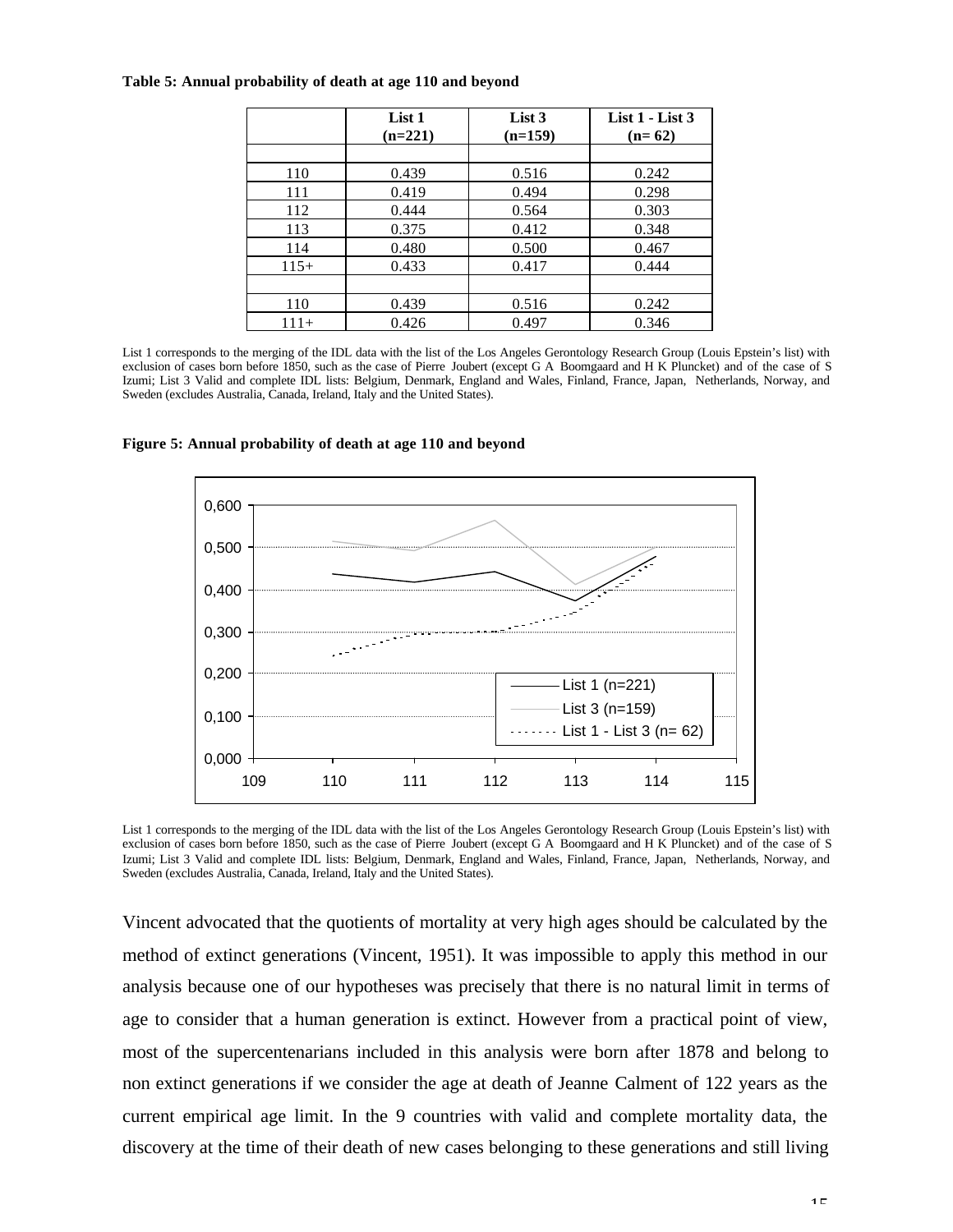**Table 5: Annual probability of death at age 110 and beyond**

| | List 1 (n=221) | List 3 (n=159) | List 1 - List 3 (n= 62) |
|---|---|---|---|
| | | | |
| 110 | 0.439 | 0.516 | 0.242 |
| 111 | 0.419 | 0.494 | 0.298 |
| 112 | 0.444 | 0.564 | 0.303 |
| 113 | 0.375 | 0.412 | 0.348 |
| 114 | 0.480 | 0.500 | 0.467 |
| 115+ | 0.433 | 0.417 | 0.444 |
| | | | |
| 110 | 0.439 | 0.516 | 0.242 |
| 111+ | 0.426 | 0.497 | 0.346 |

List 1 corresponds to the merging of the IDL data with the list of the Los Angeles Gerontology Research Group (Louis Epstein's list) with exclusion of cases born before 1850, such as the case of Pierre Joubert (except G A Boomgaard and H K Pluncket) and of the case of S Izumi; List 3 Valid and complete IDL lists: Belgium, Denmark, England and Wales, Finland, France, Japan, Netherlands, Norway, and Sweden (excludes Australia, Canada, Ireland, Italy and the United States).

**Figure 5: Annual probability of death at age 110 and beyond**

List 1 corresponds to the merging of the IDL data with the list of the Los Angeles Gerontology Research Group (Louis Epstein's list) with exclusion of cases born before 1850, such as the case of Pierre Joubert (except G A Boomgaard and H K Pluncket) and of the case of S Izumi; List 3 Valid and complete IDL lists: Belgium, Denmark, England and Wales, Finland, France, Japan, Netherlands, Norway, and Sweden (excludes Australia, Canada, Ireland, Italy and the United States).

Vincent advocated that the quotients of mortality at very high ages should be calculated by the method of extinct generations (Vincent, 1951). It was impossible to apply this method in our analysis because one of our hypotheses was precisely that there is no natural limit in terms of age to consider that a human generation is extinct. However from a practical point of view, most of the supercentenarians included in this analysis were born after 1878 and belong to non extinct generations if we consider the age at death of Jeanne Calment of 122 years as the current empirical age limit. In the 9 countries with valid and complete mortality data, the discovery at the time of their death of new cases belonging to these generations and still living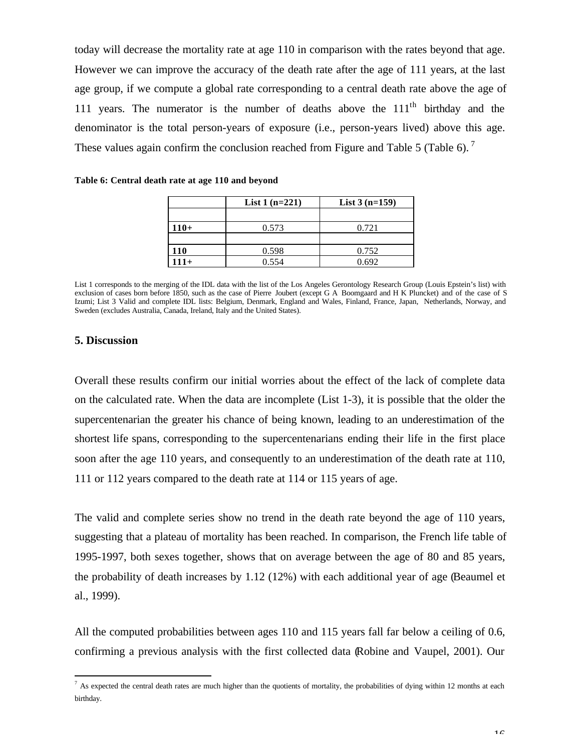today will decrease the mortality rate at age 110 in comparison with the rates beyond that age. However we can improve the accuracy of the death rate after the age of 111 years, at the last age group, if we compute a global rate corresponding to a central death rate above the age of 111 years. The numerator is the number of deaths above the 111th birthday and the denominator is the total person-years of exposure (i.e., person-years lived) above this age. These values again confirm the conclusion reached from Figure and Table 5 (Table 6). [7]

**Table 6: Central death rate at age 110 and beyond**

| | List 1 (n=221) | List 3 (n=159) |
|---|---|---|
| | | |
| **110+** | 0.573 | 0.721 |
| | | |
| **110** | 0.598 | 0.752 |
| **111+** | 0.554 | 0.692 |

List 1 corresponds to the merging of the IDL data with the list of the Los Angeles Gerontology Research Group (Louis Epstein's list) with exclusion of cases born before 1850, such as the case of Pierre Joubert (except G A Boomgaard and H K Pluncket) and of the case of S Izumi; List 3 Valid and complete IDL lists: Belgium, Denmark, England and Wales, Finland, France, Japan, Netherlands, Norway, and Sweden (excludes Australia, Canada, Ireland, Italy and the United States).

## 5. Discussion

Overall these results confirm our initial worries about the effect of the lack of complete data on the calculated rate. When the data are incomplete (List 1-3), it is possible that the older the supercentenarian the greater his chance of being known, leading to an underestimation of the shortest life spans, corresponding to the supercentenarians ending their life in the first place soon after the age 110 years, and consequently to an underestimation of the death rate at 110, 111 or 112 years compared to the death rate at 114 or 115 years of age.

The valid and complete series show no trend in the death rate beyond the age of 110 years, suggesting that a plateau of mortality has been reached. In comparison, the French life table of 1995-1997, both sexes together, shows that on average between the age of 80 and 85 years, the probability of death increases by 1.12 (12%) with each additional year of age (Beaumel et al., 1999).

All the computed probabilities between ages 110 and 115 years fall far below a ceiling of 0.6, confirming a previous analysis with the first collected data (Robine and Vaupel, 2001). Our

[7] As expected the central death rates are much higher than the quotients of mortality, the probabilities of dying within 12 months at each birthday.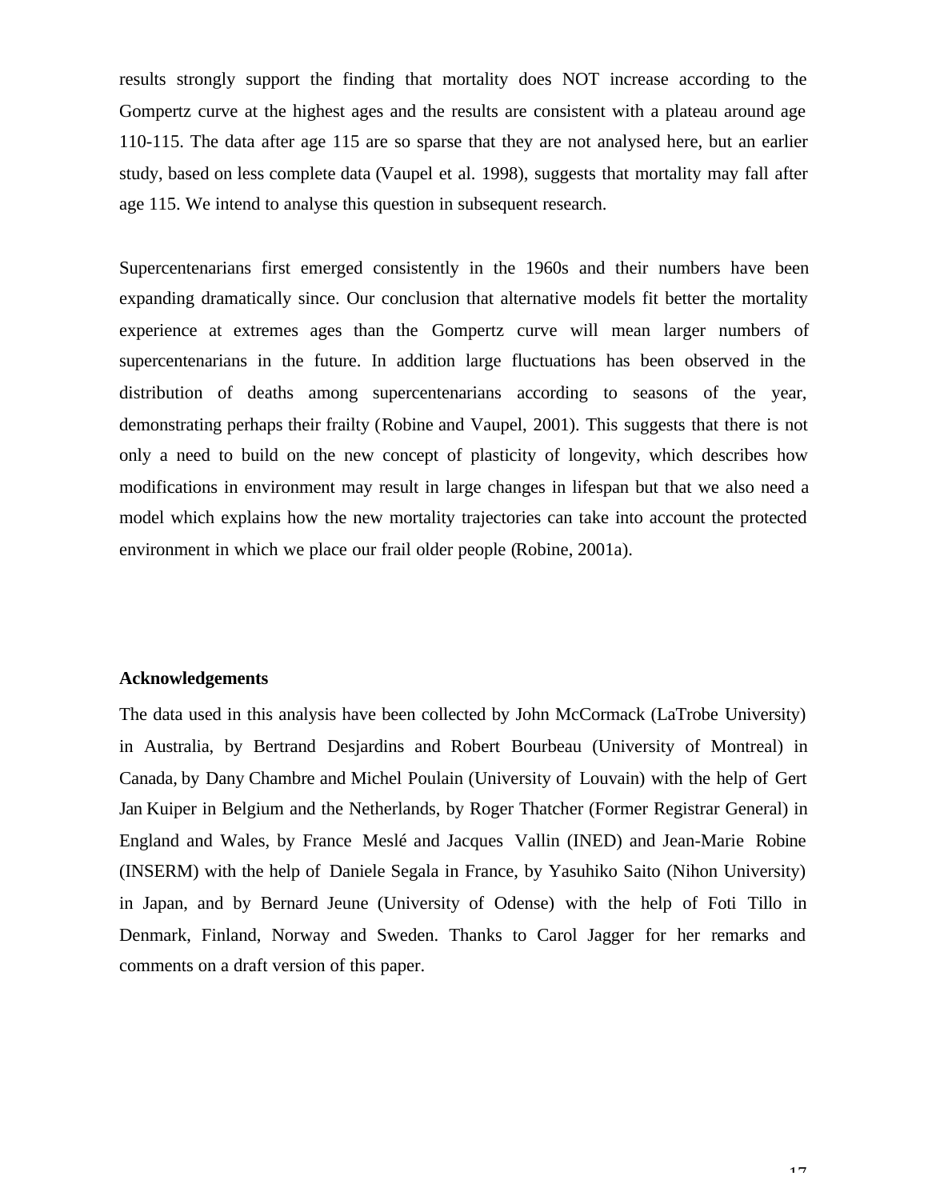results strongly support the finding that mortality does NOT increase according to the Gompertz curve at the highest ages and the results are consistent with a plateau around age 110-115. The data after age 115 are so sparse that they are not analysed here, but an earlier study, based on less complete data (Vaupel et al. 1998), suggests that mortality may fall after age 115. We intend to analyse this question in subsequent research.

Supercentenarians first emerged consistently in the 1960s and their numbers have been expanding dramatically since. Our conclusion that alternative models fit better the mortality experience at extremes ages than the Gompertz curve will mean larger numbers of supercentenarians in the future. In addition large fluctuations has been observed in the distribution of deaths among supercentenarians according to seasons of the year, demonstrating perhaps their frailty (Robine and Vaupel, 2001). This suggests that there is not only a need to build on the new concept of plasticity of longevity, which describes how modifications in environment may result in large changes in lifespan but that we also need a model which explains how the new mortality trajectories can take into account the protected environment in which we place our frail older people (Robine, 2001a).

**Acknowledgements**

The data used in this analysis have been collected by John McCormack (LaTrobe University) in Australia, by Bertrand Desjardins and Robert Bourbeau (University of Montreal) in Canada, by Dany Chambre and Michel Poulain (University of Louvain) with the help of Gert Jan Kuiper in Belgium and the Netherlands, by Roger Thatcher (Former Registrar General) in England and Wales, by France Meslé and Jacques Vallin (INED) and Jean-Marie Robine (INSERM) with the help of Daniele Segala in France, by Yasuhiko Saito (Nihon University) in Japan, and by Bernard Jeune (University of Odense) with the help of Foti Tillo in Denmark, Finland, Norway and Sweden. Thanks to Carol Jagger for her remarks and comments on a draft version of this paper.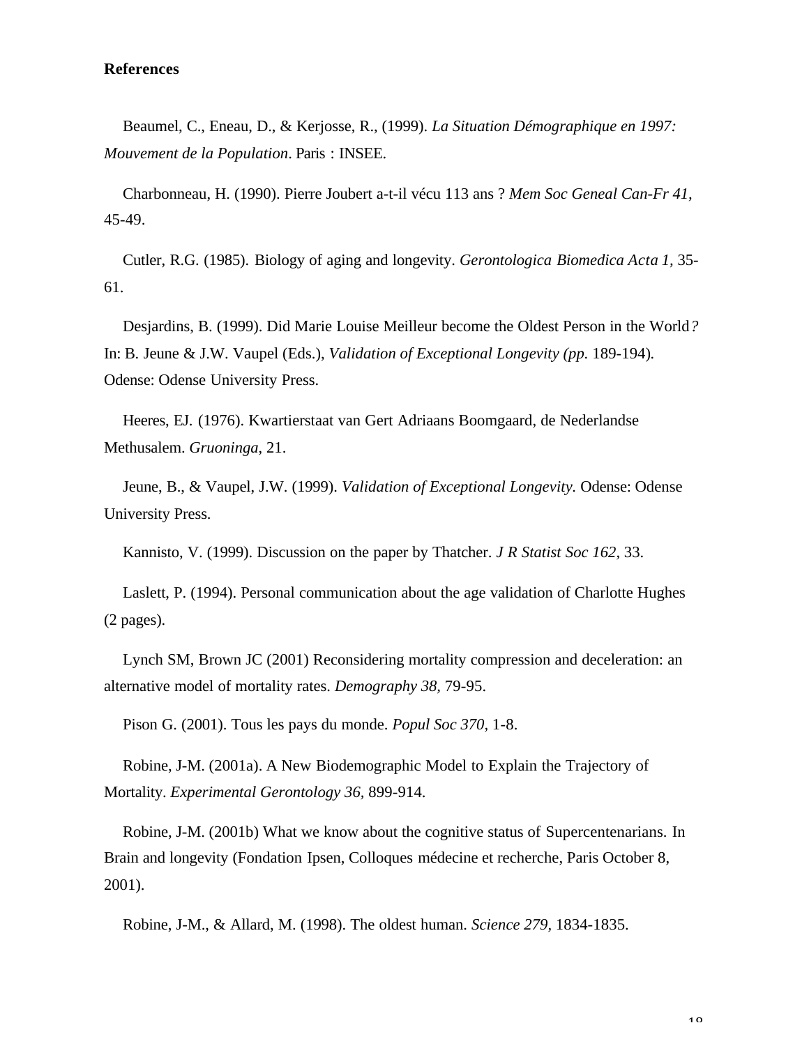**References**

Beaumel, C., Eneau, D., & Kerjosse, R., (1999). *La Situation Démographique en 1997: Mouvement de la Population*. Paris : INSEE.

Charbonneau, H. (1990). Pierre Joubert a-t-il vécu 113 ans ? *Mem Soc Geneal Can-Fr 41,* 45-49.

Cutler, R.G. (1985). Biology of aging and longevity. *Gerontologica Biomedica Acta 1,* 35-61.

Desjardins, B. (1999). Did Marie Louise Meilleur become the Oldest Person in the World*?* In: B. Jeune & J.W. Vaupel (Eds.), *Validation of Exceptional Longevity (pp.* 189-194)*.* Odense: Odense University Press.

Heeres, EJ. (1976). Kwartierstaat van Gert Adriaans Boomgaard, de Nederlandse Methusalem. *Gruoninga,* 21.

Jeune, B., & Vaupel, J.W. (1999). *Validation of Exceptional Longevity.* Odense: Odense University Press.

Kannisto, V. (1999). Discussion on the paper by Thatcher. *J R Statist Soc 162,* 33.

Laslett, P. (1994). Personal communication about the age validation of Charlotte Hughes (2 pages).

Lynch SM, Brown JC (2001) Reconsidering mortality compression and deceleration: an alternative model of mortality rates. *Demography 38,* 79-95.

Pison G. (2001). Tous les pays du monde. *Popul Soc 370,* 1-8.

Robine, J-M. (2001a). A New Biodemographic Model to Explain the Trajectory of Mortality. *Experimental Gerontology 36,* 899-914.

Robine, J-M. (2001b) What we know about the cognitive status of Supercentenarians. In Brain and longevity (Fondation Ipsen, Colloques médecine et recherche, Paris October 8, 2001).

Robine, J-M., & Allard, M. (1998). The oldest human. *Science 279,* 1834-1835.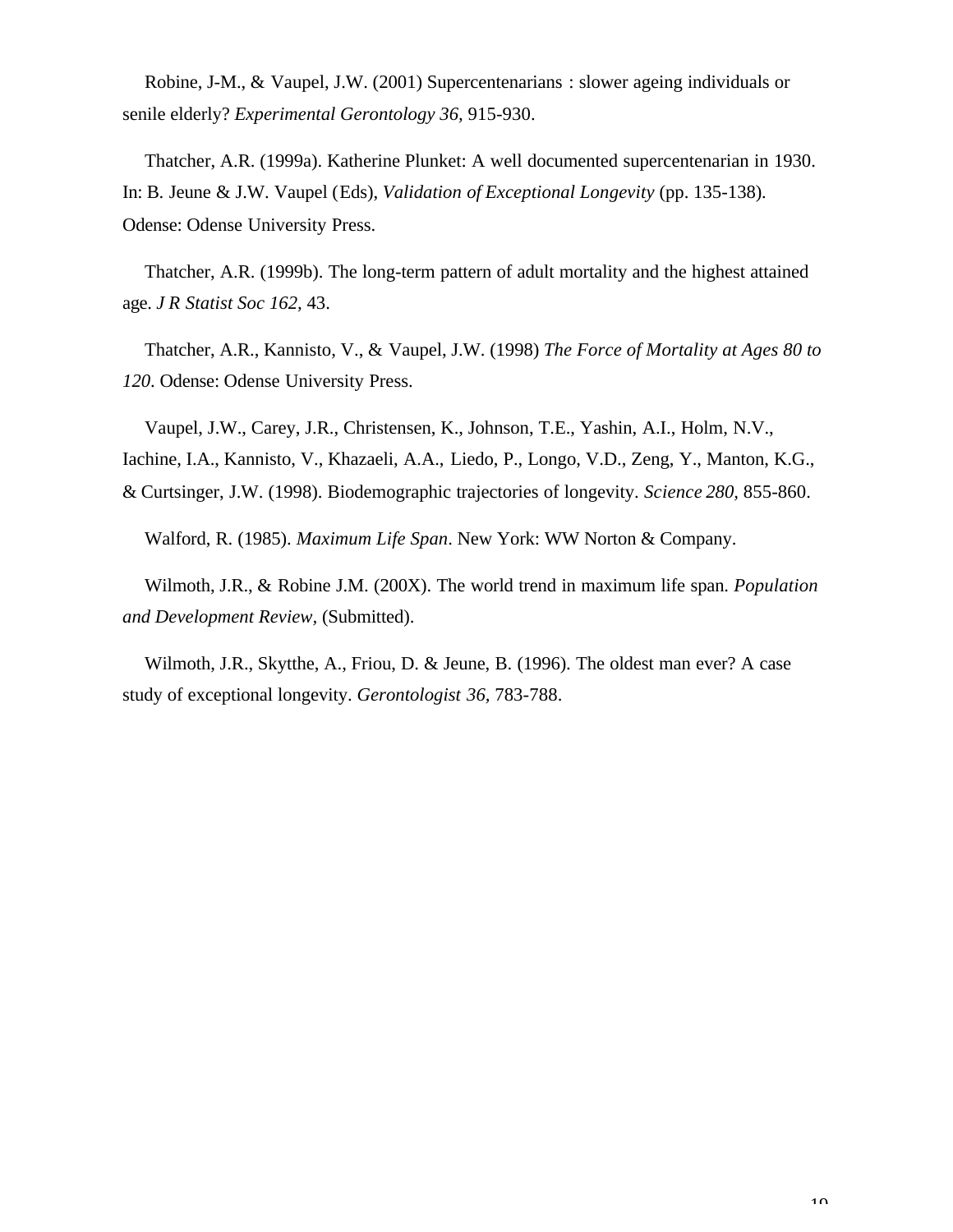Robine, J-M., & Vaupel, J.W. (2001) Supercentenarians : slower ageing individuals or senile elderly? *Experimental Gerontology 36,* 915-930.

Thatcher, A.R. (1999a). Katherine Plunket: A well documented supercentenarian in 1930. In: B. Jeune & J.W. Vaupel (Eds), *Validation of Exceptional Longevity* (pp. 135-138). Odense: Odense University Press.

Thatcher, A.R. (1999b). The long-term pattern of adult mortality and the highest attained age. *J R Statist Soc 162,* 43.

Thatcher, A.R., Kannisto, V., & Vaupel, J.W. (1998) *The Force of Mortality at Ages 80 to 120*. Odense: Odense University Press.

Vaupel, J.W., Carey, J.R., Christensen, K., Johnson, T.E., Yashin, A.I., Holm, N.V., Iachine, I.A., Kannisto, V., Khazaeli, A.A., Liedo, P., Longo, V.D., Zeng, Y., Manton, K.G., & Curtsinger, J.W. (1998). Biodemographic trajectories of longevity. *Science 280,* 855-860.

Walford, R. (1985). *Maximum Life Span*. New York: WW Norton & Company.

Wilmoth, J.R., & Robine J.M. (200X). The world trend in maximum life span. *Population and Development Review,* (Submitted).

Wilmoth, J.R., Skytthe, A., Friou, D. & Jeune, B. (1996). The oldest man ever? A case study of exceptional longevity. *Gerontologist 36,* 783-788.